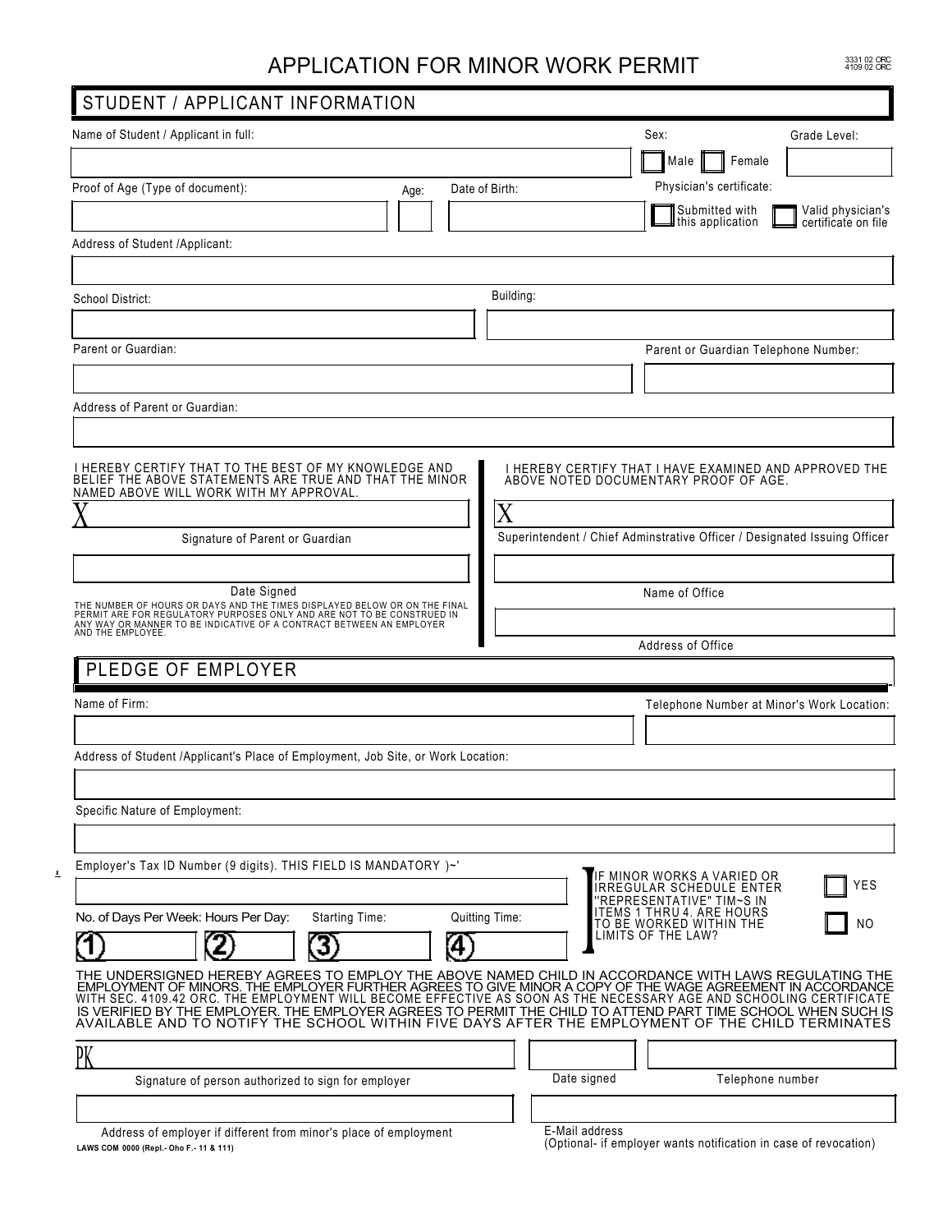# APPLICATION FOR MINOR WORK PERMIT

3331 02 ORC
4109 02 ORC

## STUDENT / APPLICANT INFORMATION

Name of Student / Applicant in full:

Sex: ☐ Male ☐ Female

Grade Level:

Proof of Age (Type of document):

Age:

Date of Birth:

Physician's certificate: ☐ Submitted with this application ☐ Valid physician's certificate on file

Address of Student /Applicant:

School District:

Building:

Parent or Guardian:

Parent or Guardian Telephone Number:

Address of Parent or Guardian:

I HEREBY CERTIFY THAT TO THE BEST OF MY KNOWLEDGE AND BELIEF THE ABOVE STATEMENTS ARE TRUE AND THAT THE MINOR NAMED ABOVE WILL WORK WITH MY APPROVAL.

X

Signature of Parent or Guardian

Date Signed

THE NUMBER OF HOURS OR DAYS AND THE TIMES DISPLAYED BELOW OR ON THE FINAL PERMIT ARE FOR REGULATORY PURPOSES ONLY AND ARE NOT TO BE CONSTRUED IN ANY WAY OR MANNER TO BE INDICATIVE OF A CONTRACT BETWEEN AN EMPLOYER AND THE EMPLOYEE.

I HEREBY CERTIFY THAT I HAVE EXAMINED AND APPROVED THE ABOVE NOTED DOCUMENTARY PROOF OF AGE.

X

Superintendent / Chief Adminstrative Officer / Designated Issuing Officer

Name of Office

Address of Office

## PLEDGE OF EMPLOYER

Name of Firm:

Telephone Number at Minor's Work Location:

Address of Student /Applicant's Place of Employment, Job Site, or Work Location:

Specific Nature of Employment:

Employer's Tax ID Number (9 digits). THIS FIELD IS MANDATORY )~'

No. of Days Per Week: Hours Per Day: Starting Time: Quitting Time:

1 2 3 4

IF MINOR WORKS A VARIED OR IRREGULAR SCHEDULE ENTER "REPRESENTATIVE" TIM~S IN ITEMS 1 THRU 4. ARE HOURS TO BE WORKED WITHIN THE LIMITS OF THE LAW? ☐ YES ☐ NO

THE UNDERSIGNED HEREBY AGREES TO EMPLOY THE ABOVE NAMED CHILD IN ACCORDANCE WITH LAWS REGULATING THE EMPLOYMENT OF MINORS. THE EMPLOYER FURTHER AGREES TO GIVE MINOR A COPY OF THE WAGE AGREEMENT IN ACCORDANCE WITH SEC. 4109.42 ORC. THE EMPLOYMENT WILL BECOME EFFECTIVE AS SOON AS THE NECESSARY AGE AND SCHOOLING CERTIFICATE IS VERIFIED BY THE EMPLOYER. THE EMPLOYER AGREES TO PERMIT THE CHILD TO ATTEND PART TIME SCHOOL WHEN SUCH IS AVAILABLE AND TO NOTIFY THE SCHOOL WITHIN FIVE DAYS AFTER THE EMPLOYMENT OF THE CHILD TERMINATES

PK

Signature of person authorized to sign for employer

Date signed

Telephone number

Address of employer if different from minor's place of employment

E-Mail address
(Optional- if employer wants notification in case of revocation)

LAWS COM 0000 (Repl.- Oho F.- 11 & 111)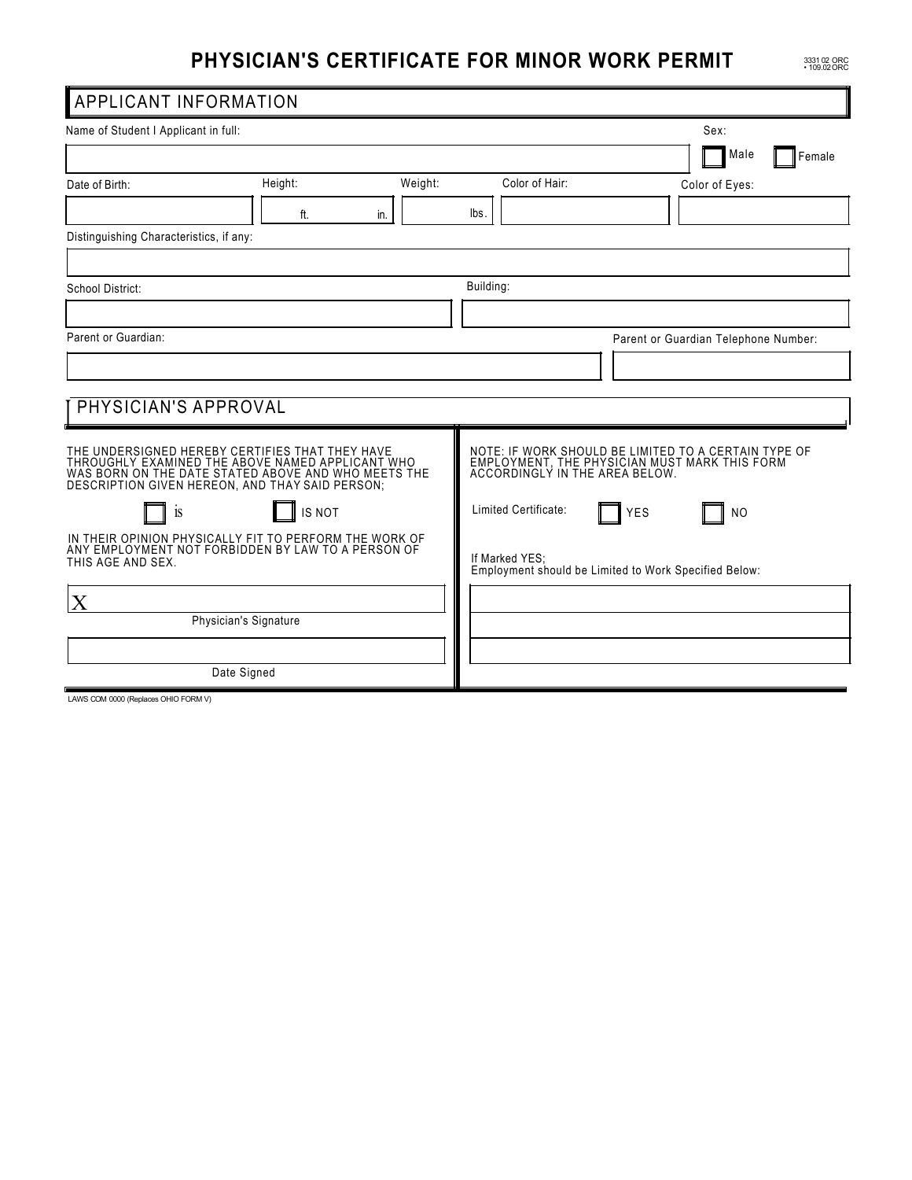# PHYSICIAN'S CERTIFICATE FOR MINOR WORK PERMIT

3331.02 ORC
• 109.02 ORC

## APPLICANT INFORMATION

Name of Student I Applicant in full:

Sex: ☐ Male ☐ Female

Date of Birth:

Height: ft. in.

Weight: lbs.

Color of Hair:

Color of Eyes:

Distinguishing Characteristics, if any:

School District:

Building:

Parent or Guardian:

Parent or Guardian Telephone Number:

## PHYSICIAN'S APPROVAL

THE UNDERSIGNED HEREBY CERTIFIES THAT THEY HAVE THROUGHLY EXAMINED THE ABOVE NAMED APPLICANT WHO WAS BORN ON THE DATE STATED ABOVE AND WHO MEETS THE DESCRIPTION GIVEN HEREON, AND THAY SAID PERSON;

☐ IS ☐ IS NOT

IN THEIR OPINION PHYSICALLY FIT TO PERFORM THE WORK OF ANY EMPLOYMENT NOT FORBIDDEN BY LAW TO A PERSON OF THIS AGE AND SEX.

X

Physician's Signature

Date Signed

NOTE: IF WORK SHOULD BE LIMITED TO A CERTAIN TYPE OF EMPLOYMENT, THE PHYSICIAN MUST MARK THIS FORM ACCORDINGLY IN THE AREA BELOW.

Limited Certificate: ☐ YES ☐ NO

If Marked YES;
Employment should be Limited to Work Specified Below:

LAWS COM 0000 (Replaces OHIO FORM V)